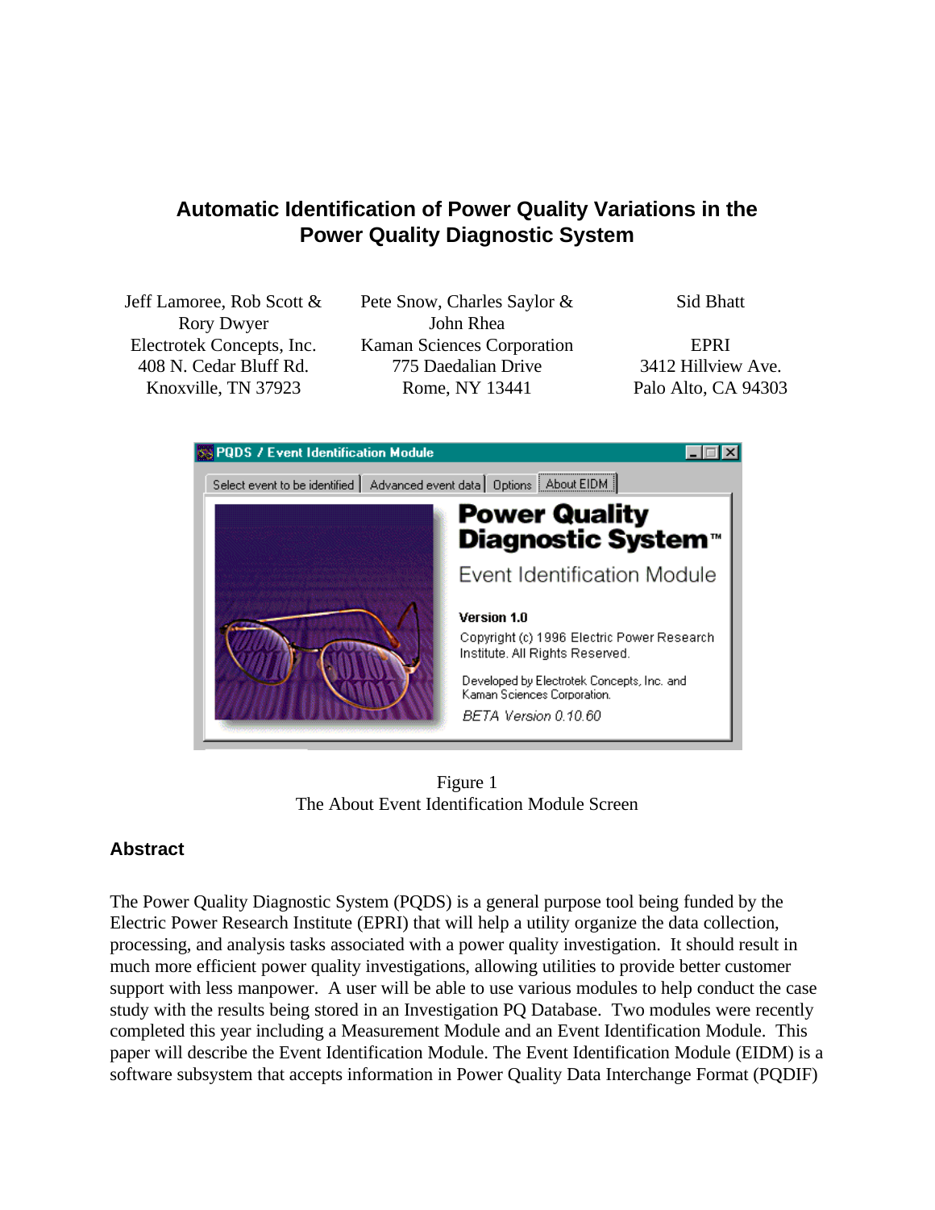# Automatic Identification of Power Quality Variations in the Power Quality Diagnostic System

Jeff Lamoree, Rob Scott & Rory Dwyer
Electrotek Concepts, Inc.
408 N. Cedar Bluff Rd.
Knoxville, TN 37923

Pete Snow, Charles Saylor & John Rhea
Kaman Sciences Corporation
775 Daedalian Drive
Rome, NY 13441

Sid Bhatt

EPRI
3412 Hillview Ave.
Palo Alto, CA 94303

Figure 1
The About Event Identification Module Screen

## Abstract

The Power Quality Diagnostic System (PQDS) is a general purpose tool being funded by the Electric Power Research Institute (EPRI) that will help a utility organize the data collection, processing, and analysis tasks associated with a power quality investigation. It should result in much more efficient power quality investigations, allowing utilities to provide better customer support with less manpower. A user will be able to use various modules to help conduct the case study with the results being stored in an Investigation PQ Database. Two modules were recently completed this year including a Measurement Module and an Event Identification Module. This paper will describe the Event Identification Module. The Event Identification Module (EIDM) is a software subsystem that accepts information in Power Quality Data Interchange Format (PQDIF)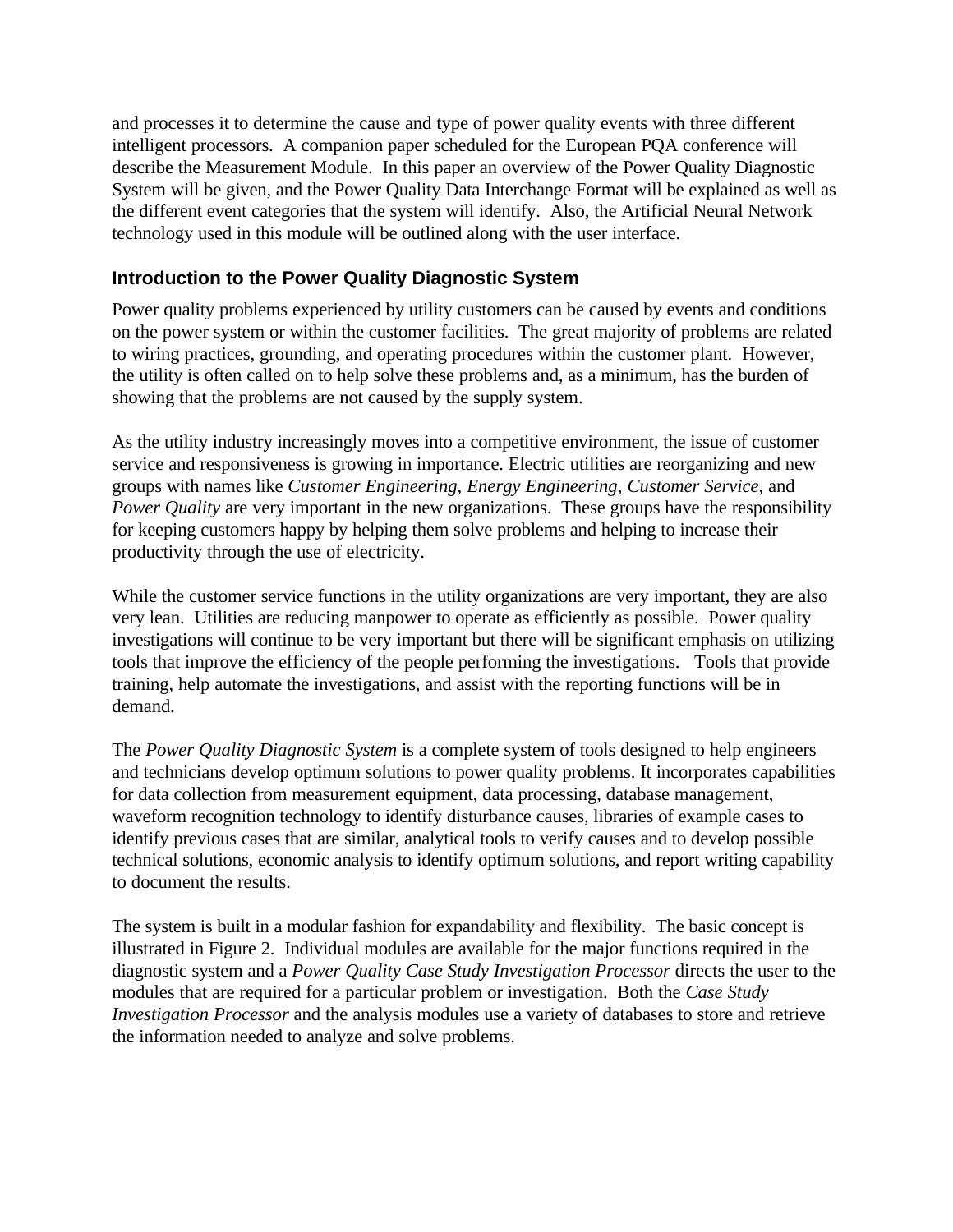and processes it to determine the cause and type of power quality events with three different intelligent processors. A companion paper scheduled for the European PQA conference will describe the Measurement Module. In this paper an overview of the Power Quality Diagnostic System will be given, and the Power Quality Data Interchange Format will be explained as well as the different event categories that the system will identify. Also, the Artificial Neural Network technology used in this module will be outlined along with the user interface.

## Introduction to the Power Quality Diagnostic System

Power quality problems experienced by utility customers can be caused by events and conditions on the power system or within the customer facilities. The great majority of problems are related to wiring practices, grounding, and operating procedures within the customer plant. However, the utility is often called on to help solve these problems and, as a minimum, has the burden of showing that the problems are not caused by the supply system.

As the utility industry increasingly moves into a competitive environment, the issue of customer service and responsiveness is growing in importance. Electric utilities are reorganizing and new groups with names like *Customer Engineering*, *Energy Engineering*, *Customer Service*, and *Power Quality* are very important in the new organizations. These groups have the responsibility for keeping customers happy by helping them solve problems and helping to increase their productivity through the use of electricity.

While the customer service functions in the utility organizations are very important, they are also very lean. Utilities are reducing manpower to operate as efficiently as possible. Power quality investigations will continue to be very important but there will be significant emphasis on utilizing tools that improve the efficiency of the people performing the investigations. Tools that provide training, help automate the investigations, and assist with the reporting functions will be in demand.

The *Power Quality Diagnostic System* is a complete system of tools designed to help engineers and technicians develop optimum solutions to power quality problems. It incorporates capabilities for data collection from measurement equipment, data processing, database management, waveform recognition technology to identify disturbance causes, libraries of example cases to identify previous cases that are similar, analytical tools to verify causes and to develop possible technical solutions, economic analysis to identify optimum solutions, and report writing capability to document the results.

The system is built in a modular fashion for expandability and flexibility. The basic concept is illustrated in Figure 2. Individual modules are available for the major functions required in the diagnostic system and a *Power Quality Case Study Investigation Processor* directs the user to the modules that are required for a particular problem or investigation. Both the *Case Study Investigation Processor* and the analysis modules use a variety of databases to store and retrieve the information needed to analyze and solve problems.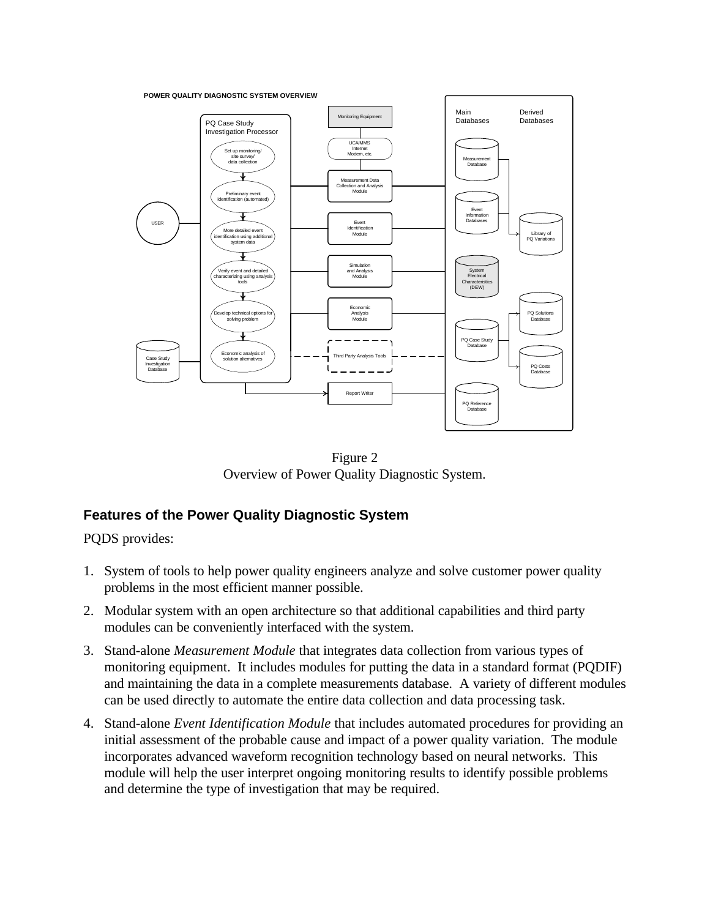POWER QUALITY DIAGNOSTIC SYSTEM OVERVIEW

Figure 2
Overview of Power Quality Diagnostic System.

### Features of the Power Quality Diagnostic System

PQDS provides:

1. System of tools to help power quality engineers analyze and solve customer power quality problems in the most efficient manner possible.
2. Modular system with an open architecture so that additional capabilities and third party modules can be conveniently interfaced with the system.
3. Stand-alone *Measurement Module* that integrates data collection from various types of monitoring equipment. It includes modules for putting the data in a standard format (PQDIF) and maintaining the data in a complete measurements database. A variety of different modules can be used directly to automate the entire data collection and data processing task.
4. Stand-alone *Event Identification Module* that includes automated procedures for providing an initial assessment of the probable cause and impact of a power quality variation. The module incorporates advanced waveform recognition technology based on neural networks. This module will help the user interpret ongoing monitoring results to identify possible problems and determine the type of investigation that may be required.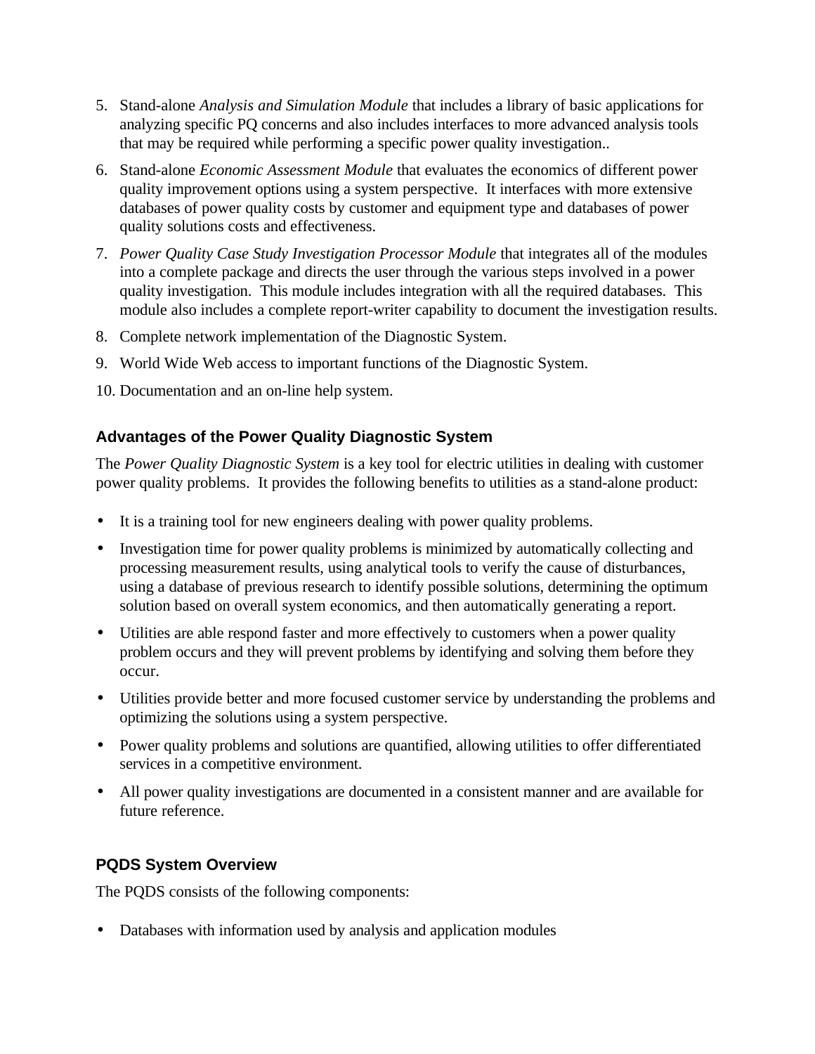5. Stand-alone *Analysis and Simulation Module* that includes a library of basic applications for analyzing specific PQ concerns and also includes interfaces to more advanced analysis tools that may be required while performing a specific power quality investigation..
6. Stand-alone *Economic Assessment Module* that evaluates the economics of different power quality improvement options using a system perspective. It interfaces with more extensive databases of power quality costs by customer and equipment type and databases of power quality solutions costs and effectiveness.
7. *Power Quality Case Study Investigation Processor Module* that integrates all of the modules into a complete package and directs the user through the various steps involved in a power quality investigation. This module includes integration with all the required databases. This module also includes a complete report-writer capability to document the investigation results.
8. Complete network implementation of the Diagnostic System.
9. World Wide Web access to important functions of the Diagnostic System.
10. Documentation and an on-line help system.

### Advantages of the Power Quality Diagnostic System

The *Power Quality Diagnostic System* is a key tool for electric utilities in dealing with customer power quality problems. It provides the following benefits to utilities as a stand-alone product:

- It is a training tool for new engineers dealing with power quality problems.
- Investigation time for power quality problems is minimized by automatically collecting and processing measurement results, using analytical tools to verify the cause of disturbances, using a database of previous research to identify possible solutions, determining the optimum solution based on overall system economics, and then automatically generating a report.
- Utilities are able respond faster and more effectively to customers when a power quality problem occurs and they will prevent problems by identifying and solving them before they occur.
- Utilities provide better and more focused customer service by understanding the problems and optimizing the solutions using a system perspective.
- Power quality problems and solutions are quantified, allowing utilities to offer differentiated services in a competitive environment.
- All power quality investigations are documented in a consistent manner and are available for future reference.

### PQDS System Overview

The PQDS consists of the following components:

- Databases with information used by analysis and application modules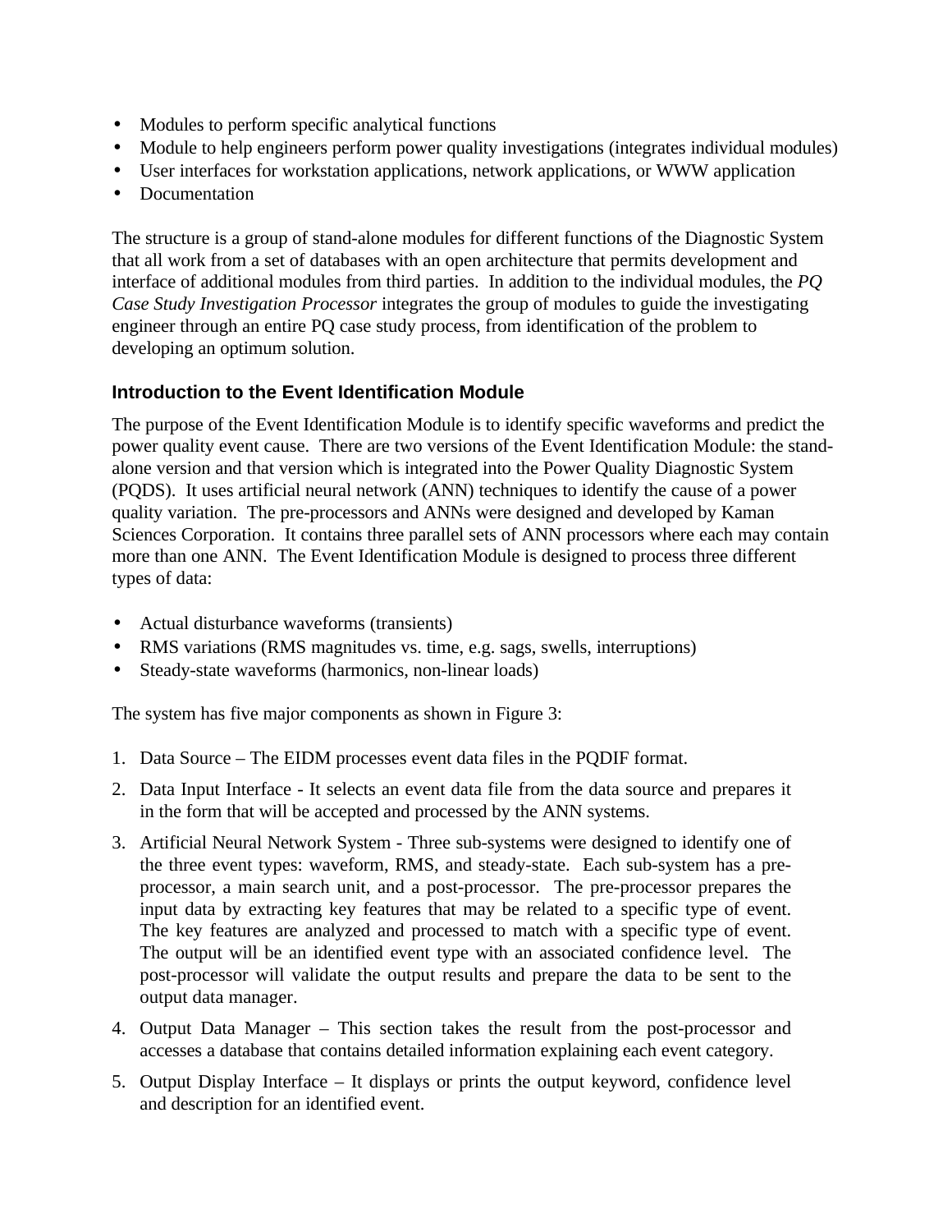- Modules to perform specific analytical functions
- Module to help engineers perform power quality investigations (integrates individual modules)
- User interfaces for workstation applications, network applications, or WWW application
- Documentation

The structure is a group of stand-alone modules for different functions of the Diagnostic System that all work from a set of databases with an open architecture that permits development and interface of additional modules from third parties. In addition to the individual modules, the *PQ Case Study Investigation Processor* integrates the group of modules to guide the investigating engineer through an entire PQ case study process, from identification of the problem to developing an optimum solution.

### Introduction to the Event Identification Module

The purpose of the Event Identification Module is to identify specific waveforms and predict the power quality event cause. There are two versions of the Event Identification Module: the stand-alone version and that version which is integrated into the Power Quality Diagnostic System (PQDS). It uses artificial neural network (ANN) techniques to identify the cause of a power quality variation. The pre-processors and ANNs were designed and developed by Kaman Sciences Corporation. It contains three parallel sets of ANN processors where each may contain more than one ANN. The Event Identification Module is designed to process three different types of data:

- Actual disturbance waveforms (transients)
- RMS variations (RMS magnitudes vs. time, e.g. sags, swells, interruptions)
- Steady-state waveforms (harmonics, non-linear loads)

The system has five major components as shown in Figure 3:

1. Data Source – The EIDM processes event data files in the PQDIF format.
2. Data Input Interface - It selects an event data file from the data source and prepares it in the form that will be accepted and processed by the ANN systems.
3. Artificial Neural Network System - Three sub-systems were designed to identify one of the three event types: waveform, RMS, and steady-state. Each sub-system has a pre-processor, a main search unit, and a post-processor. The pre-processor prepares the input data by extracting key features that may be related to a specific type of event. The key features are analyzed and processed to match with a specific type of event. The output will be an identified event type with an associated confidence level. The post-processor will validate the output results and prepare the data to be sent to the output data manager.
4. Output Data Manager – This section takes the result from the post-processor and accesses a database that contains detailed information explaining each event category.
5. Output Display Interface – It displays or prints the output keyword, confidence level and description for an identified event.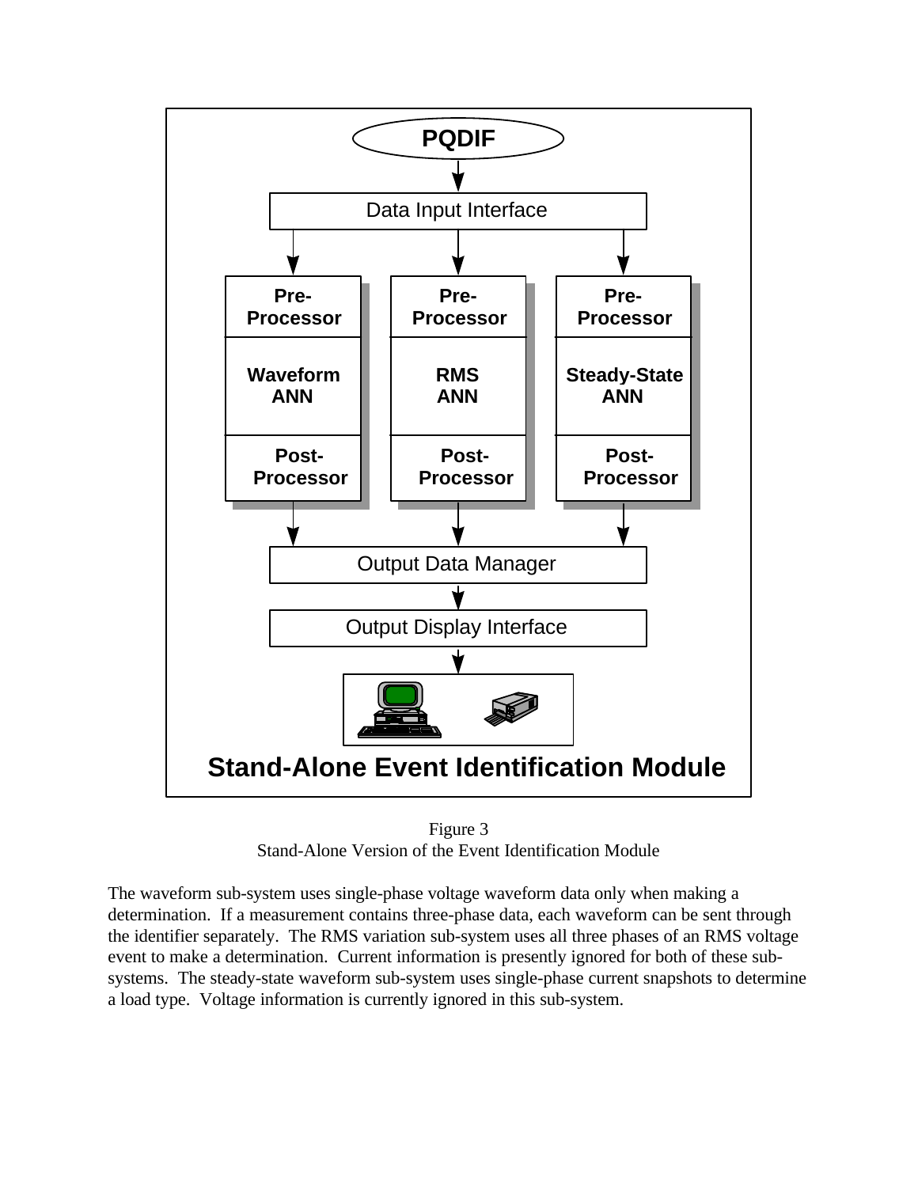Figure 3
Stand-Alone Version of the Event Identification Module

The waveform sub-system uses single-phase voltage waveform data only when making a determination. If a measurement contains three-phase data, each waveform can be sent through the identifier separately. The RMS variation sub-system uses all three phases of an RMS voltage event to make a determination. Current information is presently ignored for both of these sub-systems. The steady-state waveform sub-system uses single-phase current snapshots to determine a load type. Voltage information is currently ignored in this sub-system.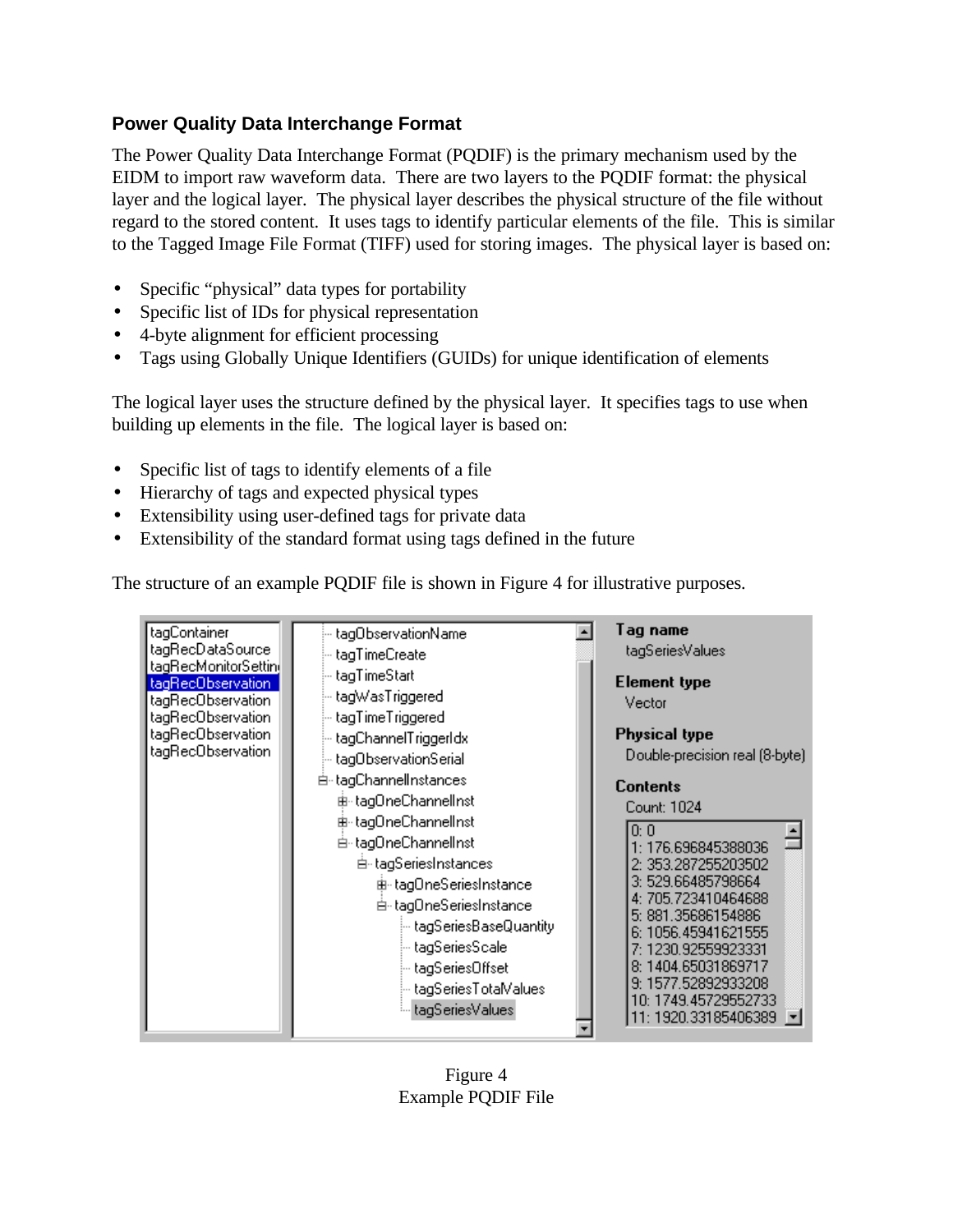### Power Quality Data Interchange Format

The Power Quality Data Interchange Format (PQDIF) is the primary mechanism used by the EIDM to import raw waveform data. There are two layers to the PQDIF format: the physical layer and the logical layer. The physical layer describes the physical structure of the file without regard to the stored content. It uses tags to identify particular elements of the file. This is similar to the Tagged Image File Format (TIFF) used for storing images. The physical layer is based on:

- Specific "physical" data types for portability
- Specific list of IDs for physical representation
- 4-byte alignment for efficient processing
- Tags using Globally Unique Identifiers (GUIDs) for unique identification of elements

The logical layer uses the structure defined by the physical layer. It specifies tags to use when building up elements in the file. The logical layer is based on:

- Specific list of tags to identify elements of a file
- Hierarchy of tags and expected physical types
- Extensibility using user-defined tags for private data
- Extensibility of the standard format using tags defined in the future

The structure of an example PQDIF file is shown in Figure 4 for illustrative purposes.

Figure 4
Example PQDIF File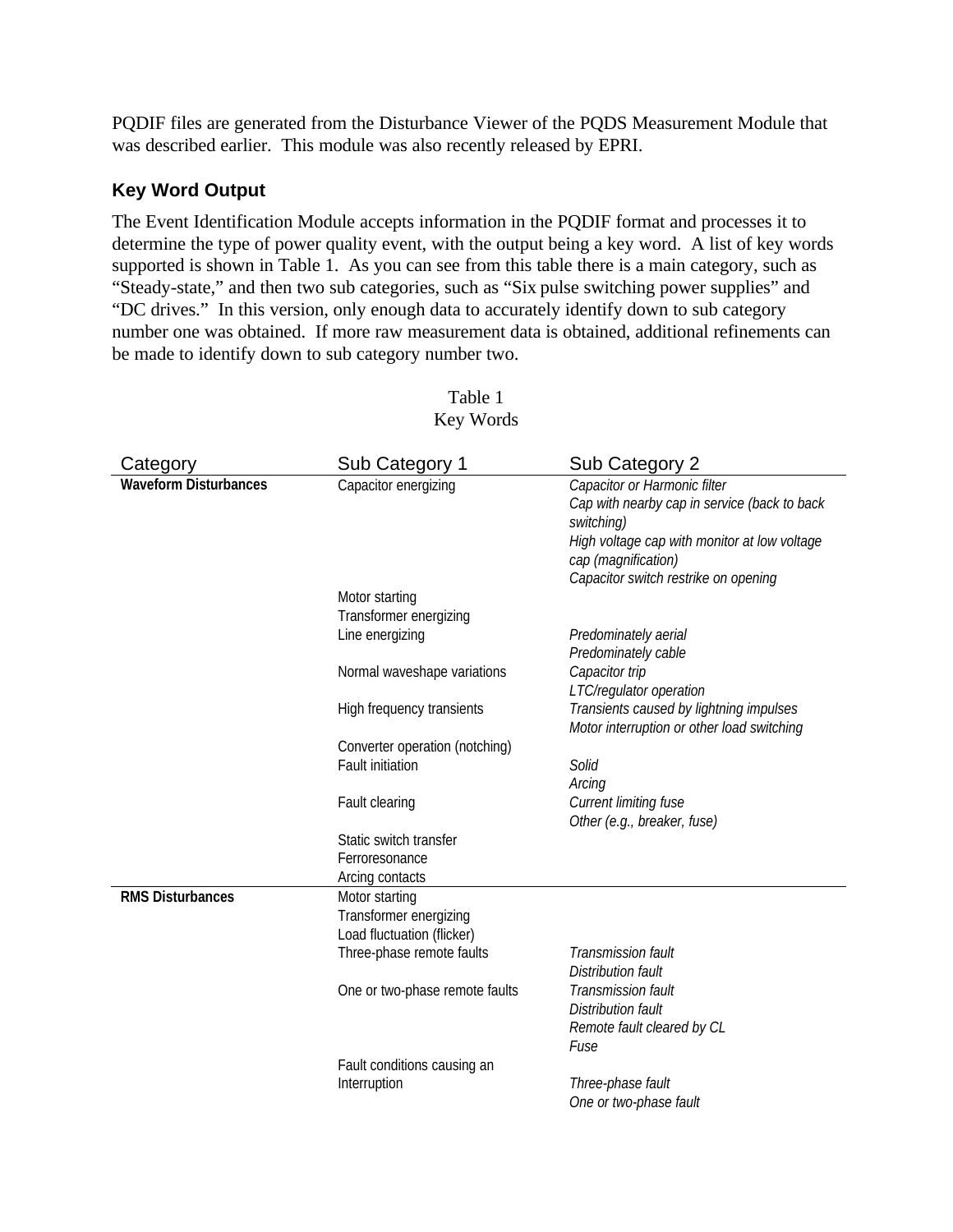PQDIF files are generated from the Disturbance Viewer of the PQDS Measurement Module that was described earlier. This module was also recently released by EPRI.

### Key Word Output

The Event Identification Module accepts information in the PQDIF format and processes it to determine the type of power quality event, with the output being a key word. A list of key words supported is shown in Table 1. As you can see from this table there is a main category, such as "Steady-state," and then two sub categories, such as "Six pulse switching power supplies" and "DC drives." In this version, only enough data to accurately identify down to sub category number one was obtained. If more raw measurement data is obtained, additional refinements can be made to identify down to sub category number two.

Table 1
Key Words

| Category | Sub Category 1 | Sub Category 2 |
|---|---|---|
| **Waveform Disturbances** | Capacitor energizing | *Capacitor or Harmonic filter* |
| | | *Cap with nearby cap in service (back to back switching)* |
| | | *High voltage cap with monitor at low voltage cap (magnification)* |
| | | *Capacitor switch restrike on opening* |
| | Motor starting | |
| | Transformer energizing | |
| | Line energizing | *Predominately aerial* |
| | | *Predominately cable* |
| | Normal waveshape variations | *Capacitor trip* |
| | | *LTC/regulator operation* |
| | High frequency transients | *Transients caused by lightning impulses* |
| | | *Motor interruption or other load switching* |
| | Converter operation (notching) | |
| | Fault initiation | *Solid* |
| | | *Arcing* |
| | Fault clearing | *Current limiting fuse* |
| | | *Other (e.g., breaker, fuse)* |
| | Static switch transfer | |
| | Ferroresonance | |
| | Arcing contacts | |
| **RMS Disturbances** | Motor starting | |
| | Transformer energizing | |
| | Load fluctuation (flicker) | |
| | Three-phase remote faults | *Transmission fault* |
| | | *Distribution fault* |
| | One or two-phase remote faults | *Transmission fault* |
| | | *Distribution fault* |
| | | *Remote fault cleared by CL* |
| | | *Fuse* |
| | Fault conditions causing an Interruption | *Three-phase fault* |
| | | *One or two-phase fault* |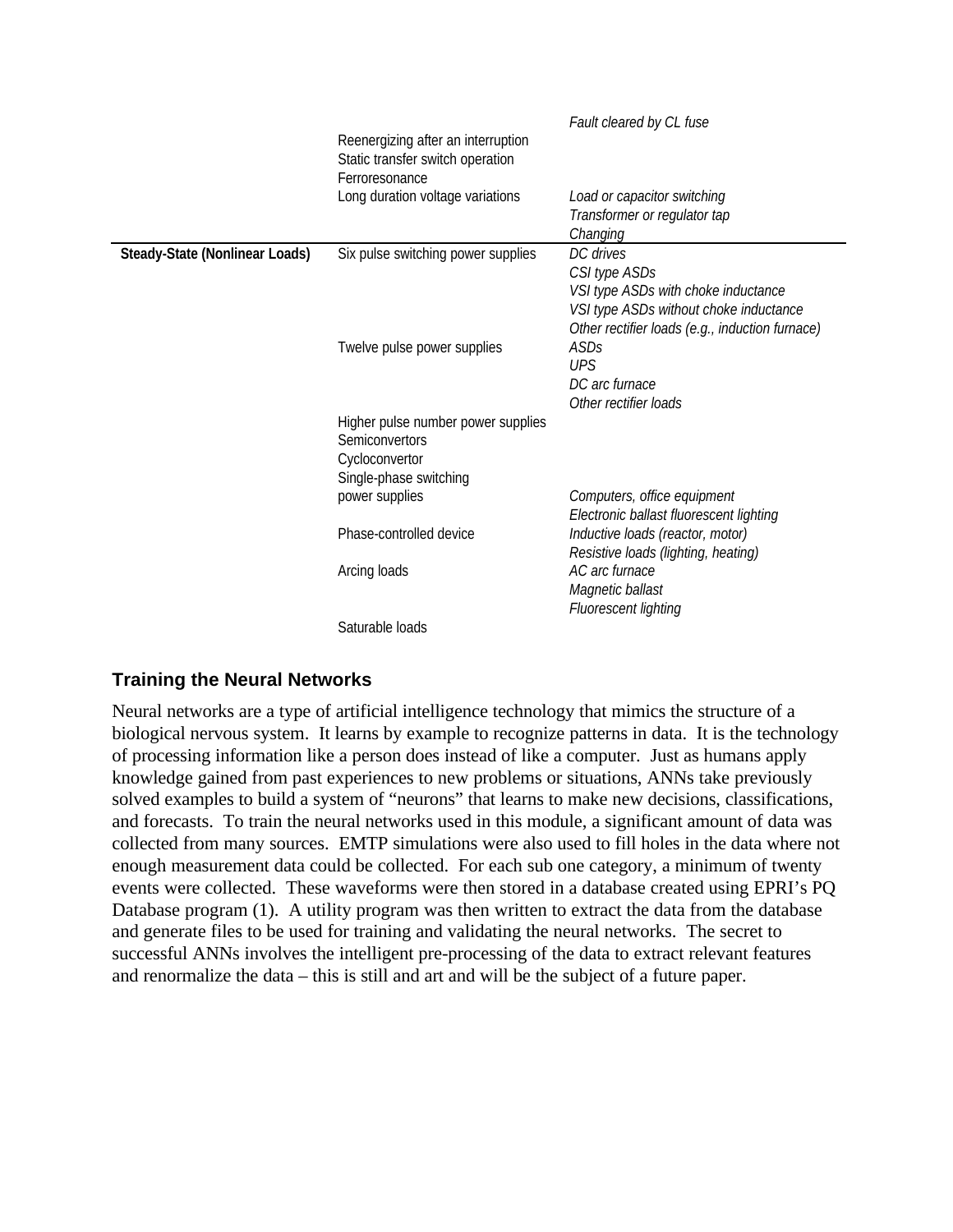| | | |
|---|---|---|
| | | *Fault cleared by CL fuse* |
| | Reenergizing after an interruption | |
| | Static transfer switch operation | |
| | Ferroresonance | |
| | Long duration voltage variations | *Load or capacitor switching* |
| | | *Transformer or regulator tap Changing* |
| **Steady-State (Nonlinear Loads)** | Six pulse switching power supplies | *DC drives* |
| | | *CSI type ASDs* |
| | | *VSI type ASDs with choke inductance* |
| | | *VSI type ASDs without choke inductance* |
| | | *Other rectifier loads (e.g., induction furnace)* |
| | Twelve pulse power supplies | *ASDs* |
| | | *UPS* |
| | | *DC arc furnace* |
| | | *Other rectifier loads* |
| | Higher pulse number power supplies | |
| | Semiconvertors | |
| | Cycloconvertor | |
| | Single-phase switching power supplies | *Computers, office equipment* |
| | | *Electronic ballast fluorescent lighting* |
| | Phase-controlled device | *Inductive loads (reactor, motor)* |
| | | *Resistive loads (lighting, heating)* |
| | Arcing loads | *AC arc furnace* |
| | | *Magnetic ballast* |
| | | *Fluorescent lighting* |
| | Saturable loads | |

### Training the Neural Networks

Neural networks are a type of artificial intelligence technology that mimics the structure of a biological nervous system. It learns by example to recognize patterns in data. It is the technology of processing information like a person does instead of like a computer. Just as humans apply knowledge gained from past experiences to new problems or situations, ANNs take previously solved examples to build a system of "neurons" that learns to make new decisions, classifications, and forecasts. To train the neural networks used in this module, a significant amount of data was collected from many sources. EMTP simulations were also used to fill holes in the data where not enough measurement data could be collected. For each sub one category, a minimum of twenty events were collected. These waveforms were then stored in a database created using EPRI's PQ Database program (1). A utility program was then written to extract the data from the database and generate files to be used for training and validating the neural networks. The secret to successful ANNs involves the intelligent pre-processing of the data to extract relevant features and renormalize the data – this is still and art and will be the subject of a future paper.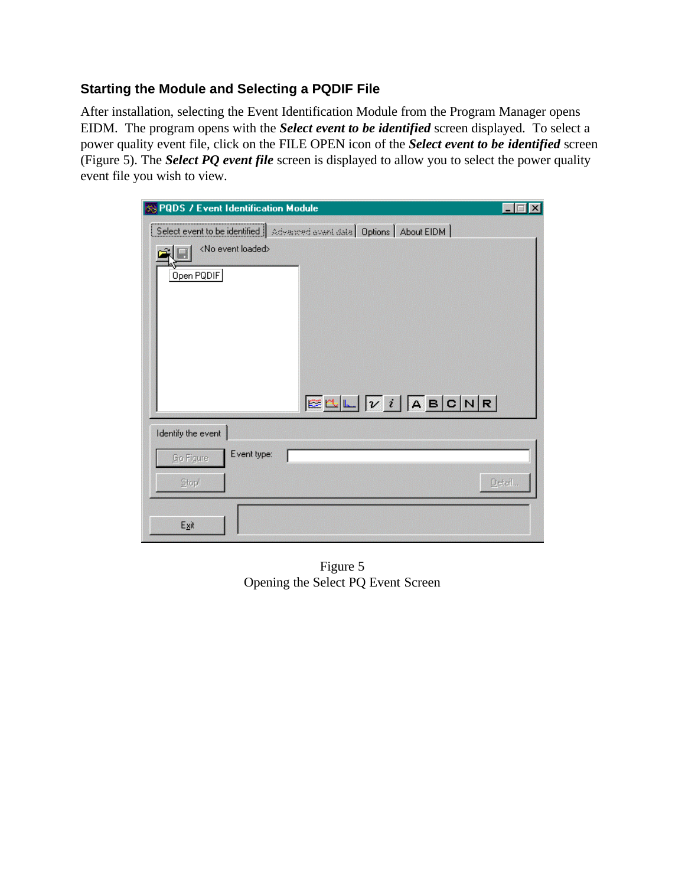### Starting the Module and Selecting a PQDIF File

After installation, selecting the Event Identification Module from the Program Manager opens EIDM. The program opens with the ***Select event to be identified*** screen displayed. To select a power quality event file, click on the FILE OPEN icon of the ***Select event to be identified*** screen (Figure 5). The ***Select PQ event file*** screen is displayed to allow you to select the power quality event file you wish to view.

Figure 5
Opening the Select PQ Event Screen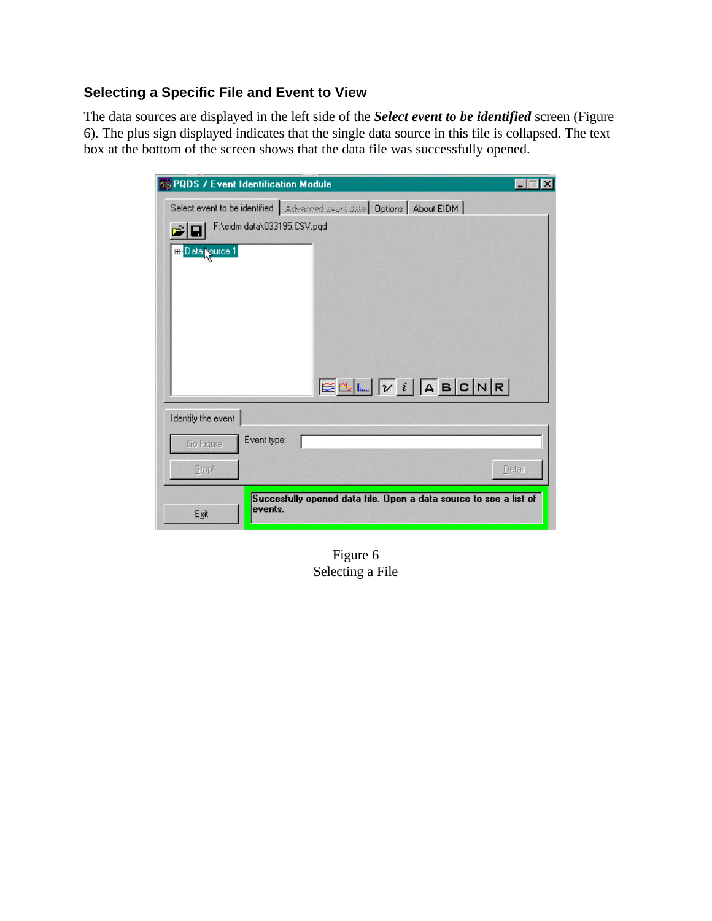### Selecting a Specific File and Event to View

The data sources are displayed in the left side of the ***Select event to be identified*** screen (Figure 6). The plus sign displayed indicates that the single data source in this file is collapsed. The text box at the bottom of the screen shows that the data file was successfully opened.

Figure 6
Selecting a File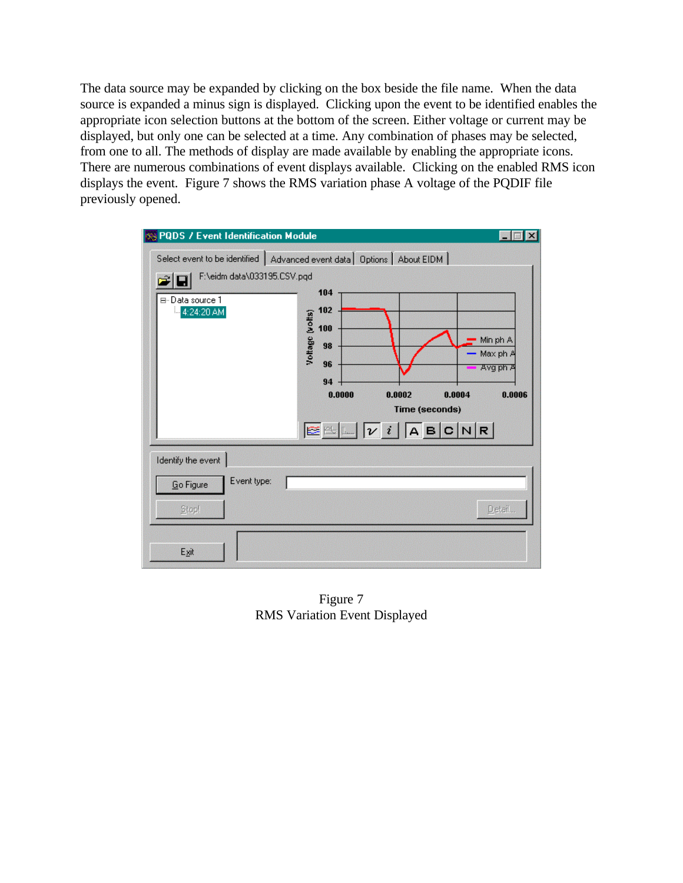The data source may be expanded by clicking on the box beside the file name. When the data source is expanded a minus sign is displayed. Clicking upon the event to be identified enables the appropriate icon selection buttons at the bottom of the screen. Either voltage or current may be displayed, but only one can be selected at a time. Any combination of phases may be selected, from one to all. The methods of display are made available by enabling the appropriate icons. There are numerous combinations of event displays available. Clicking on the enabled RMS icon displays the event. Figure 7 shows the RMS variation phase A voltage of the PQDIF file previously opened.

Figure 7
RMS Variation Event Displayed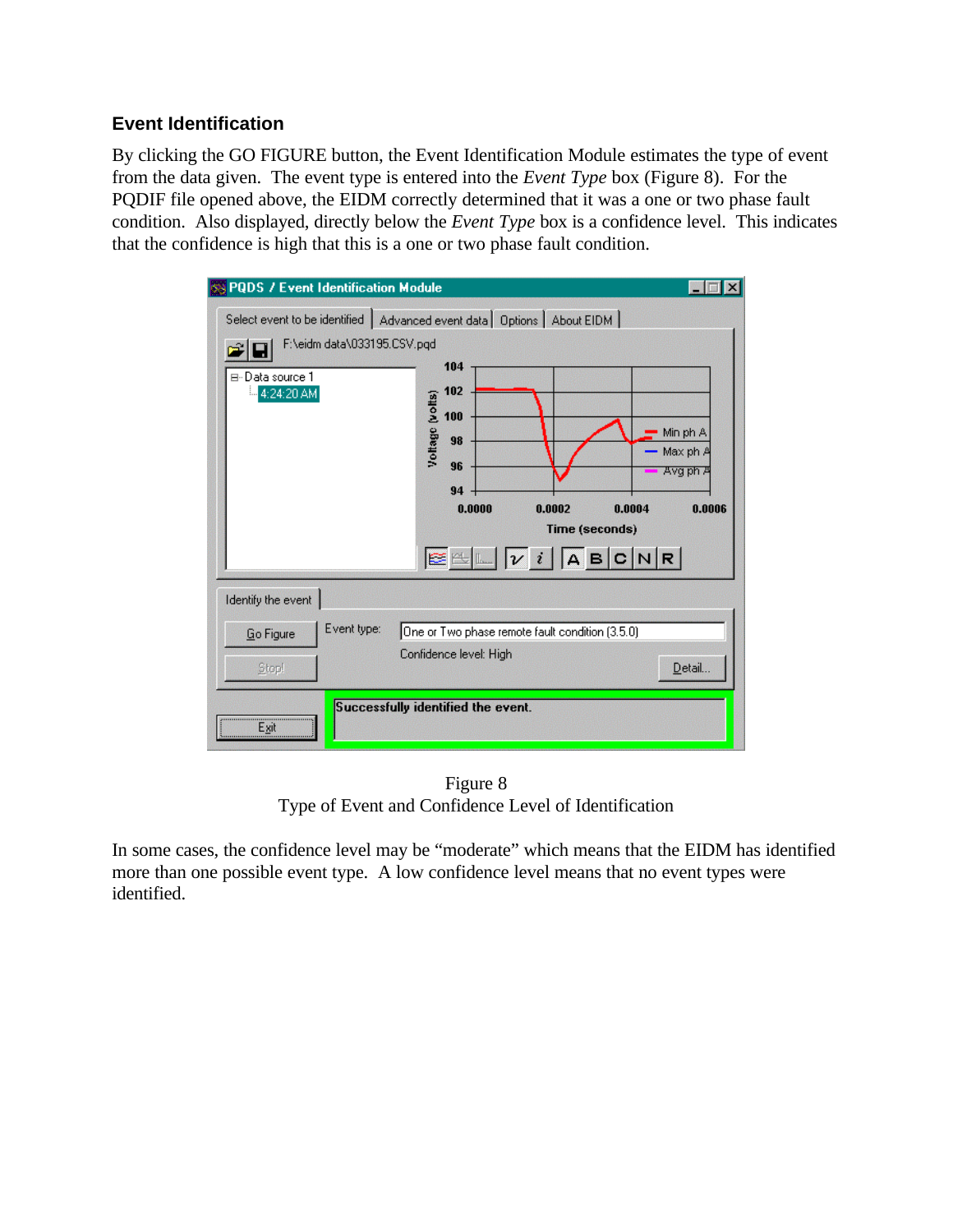### Event Identification

By clicking the GO FIGURE button, the Event Identification Module estimates the type of event from the data given. The event type is entered into the *Event Type* box (Figure 8). For the PQDIF file opened above, the EIDM correctly determined that it was a one or two phase fault condition. Also displayed, directly below the *Event Type* box is a confidence level. This indicates that the confidence is high that this is a one or two phase fault condition.

Figure 8
Type of Event and Confidence Level of Identification

In some cases, the confidence level may be "moderate" which means that the EIDM has identified more than one possible event type. A low confidence level means that no event types were identified.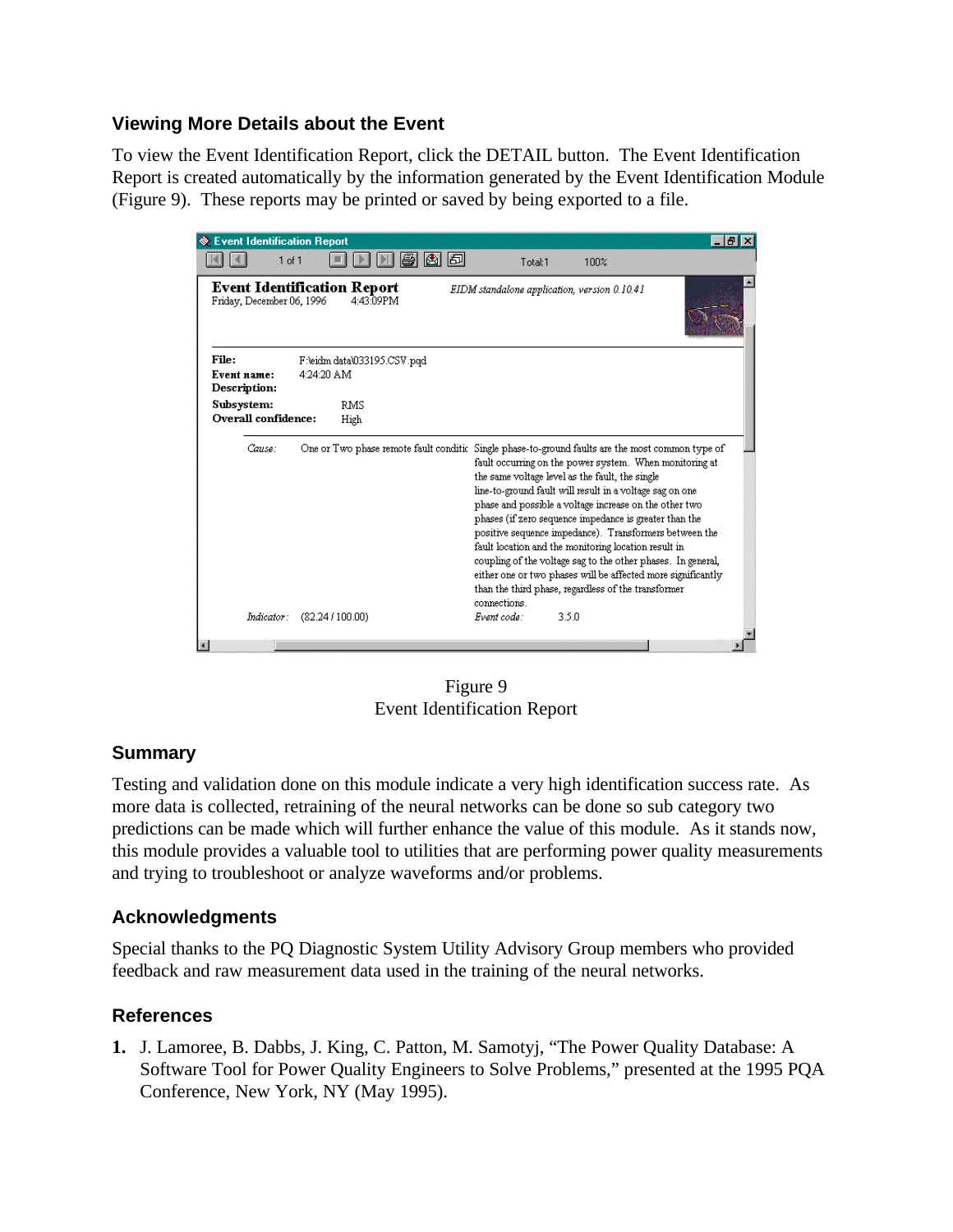### Viewing More Details about the Event

To view the Event Identification Report, click the DETAIL button. The Event Identification Report is created automatically by the information generated by the Event Identification Module (Figure 9). These reports may be printed or saved by being exported to a file.

Event Identification Report
1 of 1
Total:1
100%

**Event Identification Report**
Friday, December 06, 1996 4:43:09PM
*EIDM standalone application, version 0.10.41*

**File:** F:\eidm data\033195.CSV.pqd
**Event name:** 4:24:20 AM
**Description:**
**Subsystem:** RMS
**Overall confidence:** High

*Cause:* One or Two phase remote fault conditic Single phase-to-ground faults are the most common type of fault occurring on the power system. When monitoring at the same voltage level as the fault, the single line-to-ground fault will result in a voltage sag on one phase and possible a voltage increase on the other two phases (if zero sequence impedance is greater than the positive sequence impedance). Transformers between the fault location and the monitoring location result in coupling of the voltage sag to the other phases. In general, either one or two phases will be affected more significantly than the third phase, regardless of the transformer connections.

*Indicator:* (82.24 / 100.00) *Event code:* 3.5.0

Figure 9
Event Identification Report

### Summary

Testing and validation done on this module indicate a very high identification success rate. As more data is collected, retraining of the neural networks can be done so sub category two predictions can be made which will further enhance the value of this module. As it stands now, this module provides a valuable tool to utilities that are performing power quality measurements and trying to troubleshoot or analyze waveforms and/or problems.

### Acknowledgments

Special thanks to the PQ Diagnostic System Utility Advisory Group members who provided feedback and raw measurement data used in the training of the neural networks.

### References

1. J. Lamoree, B. Dabbs, J. King, C. Patton, M. Samotyj, "The Power Quality Database: A Software Tool for Power Quality Engineers to Solve Problems," presented at the 1995 PQA Conference, New York, NY (May 1995).